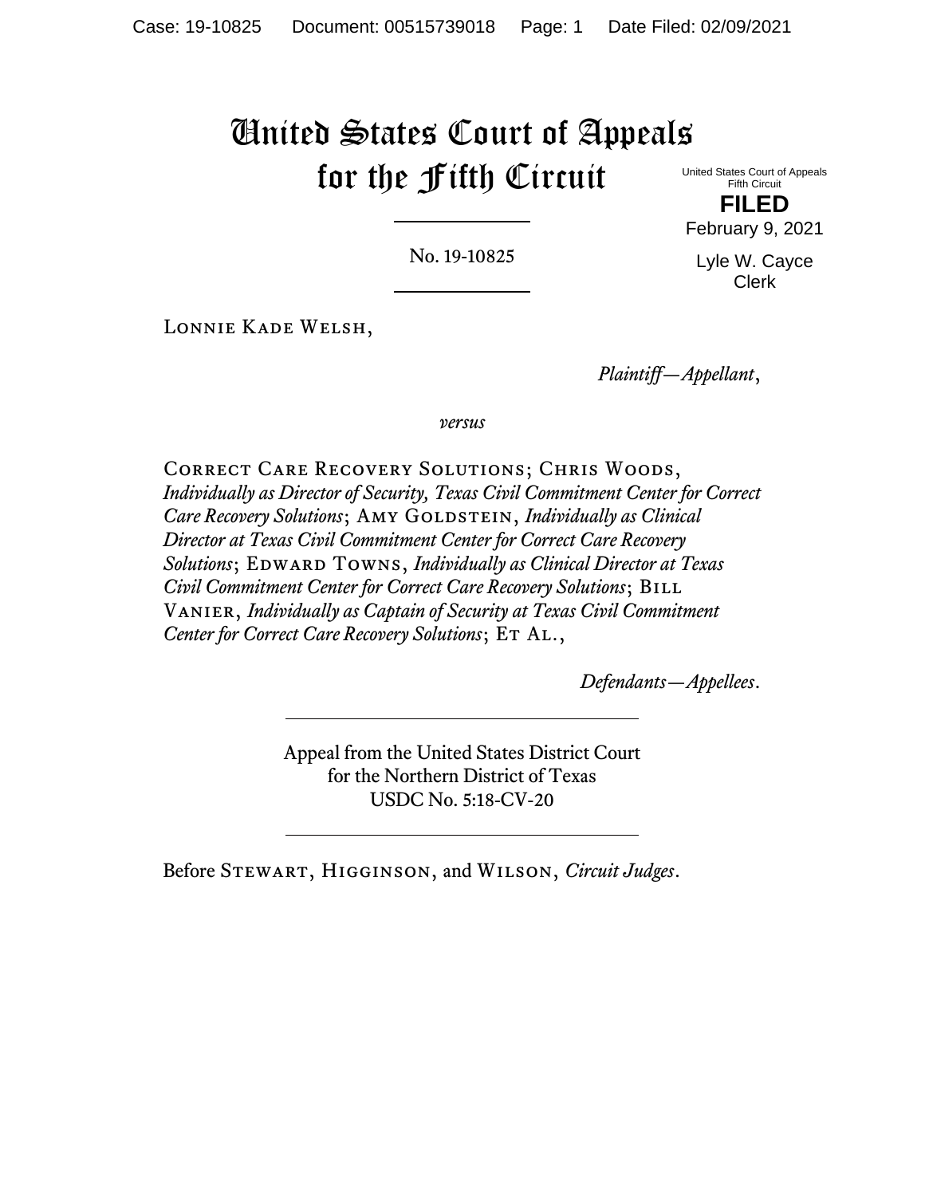# United States Court of Appeals for the Fifth Circuit

United States Court of Appeals
Fifth Circuit

**FILED**

February 9, 2021

Lyle W. Cayce
Clerk

No. 19-10825

Lonnie Kade Welsh,

*Plaintiff—Appellant*,

*versus*

Correct Care Recovery Solutions; Chris Woods, *Individually as Director of Security, Texas Civil Commitment Center for Correct Care Recovery Solutions*; Amy Goldstein, *Individually as Clinical Director at Texas Civil Commitment Center for Correct Care Recovery Solutions*; Edward Towns, *Individually as Clinical Director at Texas Civil Commitment Center for Correct Care Recovery Solutions*; Bill Vanier, *Individually as Captain of Security at Texas Civil Commitment Center for Correct Care Recovery Solutions*; Et Al.,

*Defendants—Appellees*.

Appeal from the United States District Court
for the Northern District of Texas
USDC No. 5:18-CV-20

Before Stewart, Higginson, and Wilson, *Circuit Judges*.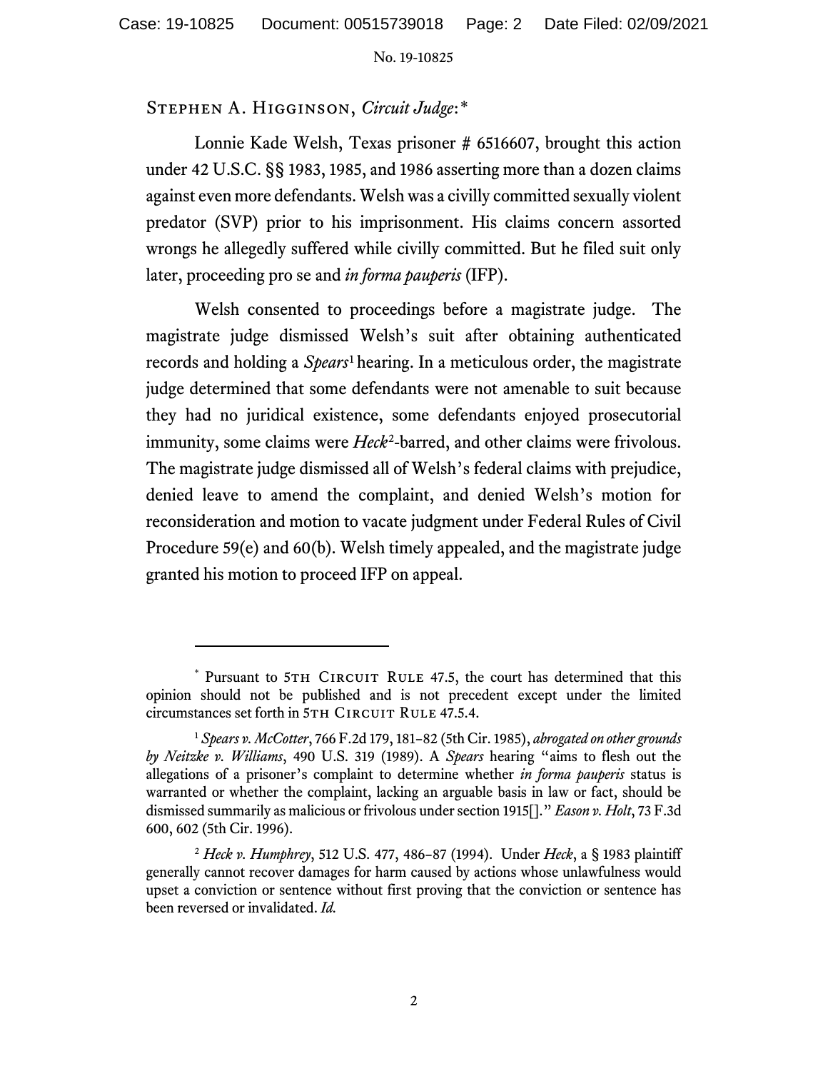Stephen A. Higginson, *Circuit Judge*:[*]

Lonnie Kade Welsh, Texas prisoner # 6516607, brought this action under 42 U.S.C. §§ 1983, 1985, and 1986 asserting more than a dozen claims against even more defendants. Welsh was a civilly committed sexually violent predator (SVP) prior to his imprisonment. His claims concern assorted wrongs he allegedly suffered while civilly committed. But he filed suit only later, proceeding pro se and *in forma pauperis* (IFP).

Welsh consented to proceedings before a magistrate judge. The magistrate judge dismissed Welsh's suit after obtaining authenticated records and holding a *Spears*[1] hearing. In a meticulous order, the magistrate judge determined that some defendants were not amenable to suit because they had no juridical existence, some defendants enjoyed prosecutorial immunity, some claims were *Heck*[2]-barred, and other claims were frivolous. The magistrate judge dismissed all of Welsh's federal claims with prejudice, denied leave to amend the complaint, and denied Welsh's motion for reconsideration and motion to vacate judgment under Federal Rules of Civil Procedure 59(e) and 60(b). Welsh timely appealed, and the magistrate judge granted his motion to proceed IFP on appeal.

---

[*] Pursuant to 5th Circuit Rule 47.5, the court has determined that this opinion should not be published and is not precedent except under the limited circumstances set forth in 5th Circuit Rule 47.5.4.

[1] *Spears v. McCotter*, 766 F.2d 179, 181–82 (5th Cir. 1985), *abrogated on other grounds by Neitzke v. Williams*, 490 U.S. 319 (1989). A *Spears* hearing "aims to flesh out the allegations of a prisoner's complaint to determine whether *in forma pauperis* status is warranted or whether the complaint, lacking an arguable basis in law or fact, should be dismissed summarily as malicious or frivolous under section 1915[]." *Eason v. Holt*, 73 F.3d 600, 602 (5th Cir. 1996).

[2] *Heck v. Humphrey*, 512 U.S. 477, 486–87 (1994). Under *Heck*, a § 1983 plaintiff generally cannot recover damages for harm caused by actions whose unlawfulness would upset a conviction or sentence without first proving that the conviction or sentence has been reversed or invalidated. *Id.*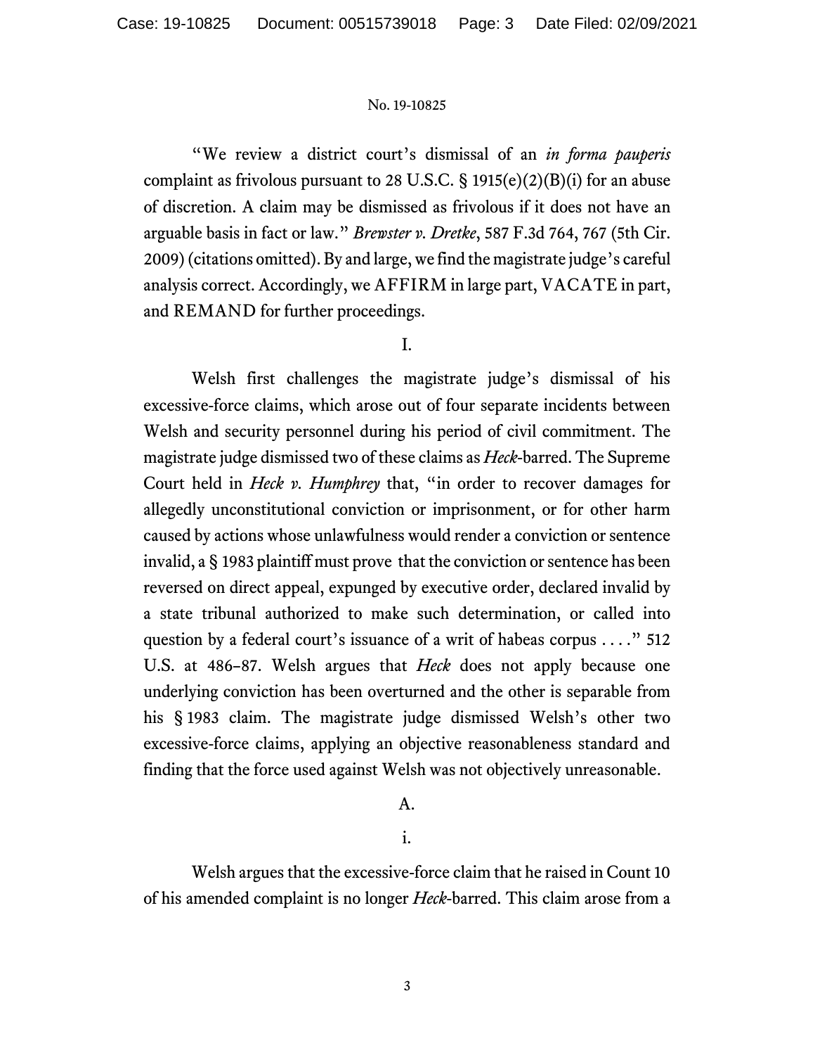"We review a district court's dismissal of an *in forma pauperis* complaint as frivolous pursuant to 28 U.S.C. § 1915(e)(2)(B)(i) for an abuse of discretion. A claim may be dismissed as frivolous if it does not have an arguable basis in fact or law." *Brewster v. Dretke*, 587 F.3d 764, 767 (5th Cir. 2009) (citations omitted). By and large, we find the magistrate judge's careful analysis correct. Accordingly, we AFFIRM in large part, VACATE in part, and REMAND for further proceedings.

## I.

Welsh first challenges the magistrate judge's dismissal of his excessive-force claims, which arose out of four separate incidents between Welsh and security personnel during his period of civil commitment. The magistrate judge dismissed two of these claims as *Heck*-barred. The Supreme Court held in *Heck v. Humphrey* that, "in order to recover damages for allegedly unconstitutional conviction or imprisonment, or for other harm caused by actions whose unlawfulness would render a conviction or sentence invalid, a § 1983 plaintiff must prove that the conviction or sentence has been reversed on direct appeal, expunged by executive order, declared invalid by a state tribunal authorized to make such determination, or called into question by a federal court's issuance of a writ of habeas corpus . . . ." 512 U.S. at 486–87. Welsh argues that *Heck* does not apply because one underlying conviction has been overturned and the other is separable from his § 1983 claim. The magistrate judge dismissed Welsh's other two excessive-force claims, applying an objective reasonableness standard and finding that the force used against Welsh was not objectively unreasonable.

### A.

#### i.

Welsh argues that the excessive-force claim that he raised in Count 10 of his amended complaint is no longer *Heck*-barred. This claim arose from a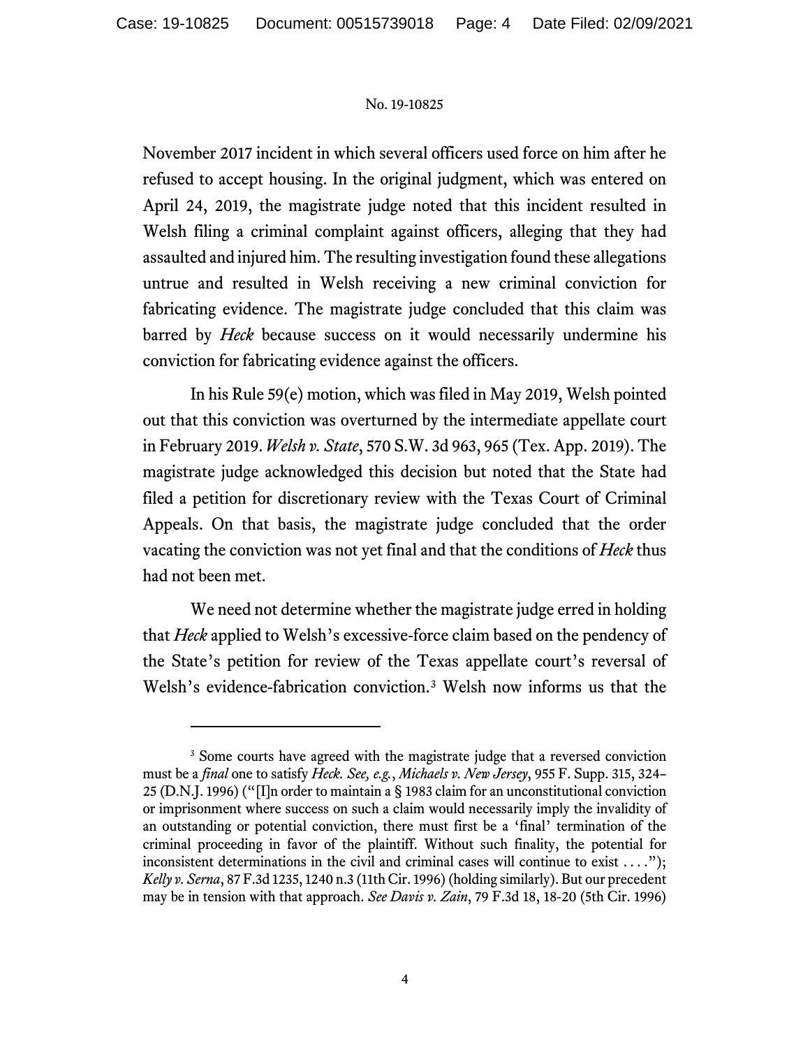November 2017 incident in which several officers used force on him after he refused to accept housing. In the original judgment, which was entered on April 24, 2019, the magistrate judge noted that this incident resulted in Welsh filing a criminal complaint against officers, alleging that they had assaulted and injured him. The resulting investigation found these allegations untrue and resulted in Welsh receiving a new criminal conviction for fabricating evidence. The magistrate judge concluded that this claim was barred by *Heck* because success on it would necessarily undermine his conviction for fabricating evidence against the officers.

In his Rule 59(e) motion, which was filed in May 2019, Welsh pointed out that this conviction was overturned by the intermediate appellate court in February 2019. *Welsh v. State*, 570 S.W. 3d 963, 965 (Tex. App. 2019). The magistrate judge acknowledged this decision but noted that the State had filed a petition for discretionary review with the Texas Court of Criminal Appeals. On that basis, the magistrate judge concluded that the order vacating the conviction was not yet final and that the conditions of *Heck* thus had not been met.

We need not determine whether the magistrate judge erred in holding that *Heck* applied to Welsh's excessive-force claim based on the pendency of the State's petition for review of the Texas appellate court's reversal of Welsh's evidence-fabrication conviction.[3] Welsh now informs us that the

---

[3] Some courts have agreed with the magistrate judge that a reversed conviction must be a *final* one to satisfy *Heck*. *See, e.g.*, *Michaels v. New Jersey*, 955 F. Supp. 315, 324–25 (D.N.J. 1996) ("[I]n order to maintain a § 1983 claim for an unconstitutional conviction or imprisonment where success on such a claim would necessarily imply the invalidity of an outstanding or potential conviction, there must first be a 'final' termination of the criminal proceeding in favor of the plaintiff. Without such finality, the potential for inconsistent determinations in the civil and criminal cases will continue to exist . . . ."); *Kelly v. Serna*, 87 F.3d 1235, 1240 n.3 (11th Cir. 1996) (holding similarly). But our precedent may be in tension with that approach. *See Davis v. Zain*, 79 F.3d 18, 18-20 (5th Cir. 1996)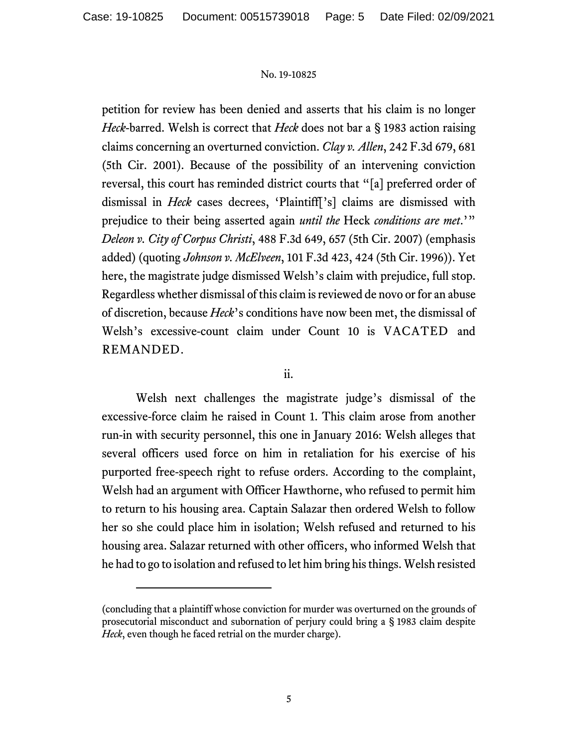petition for review has been denied and asserts that his claim is no longer *Heck*-barred. Welsh is correct that *Heck* does not bar a § 1983 action raising claims concerning an overturned conviction. *Clay v. Allen*, 242 F.3d 679, 681 (5th Cir. 2001). Because of the possibility of an intervening conviction reversal, this court has reminded district courts that "[a] preferred order of dismissal in *Heck* cases decrees, 'Plaintiff['s] claims are dismissed with prejudice to their being asserted again *until the* Heck *conditions are met*.'" *Deleon v. City of Corpus Christi*, 488 F.3d 649, 657 (5th Cir. 2007) (emphasis added) (quoting *Johnson v. McElveen*, 101 F.3d 423, 424 (5th Cir. 1996)). Yet here, the magistrate judge dismissed Welsh's claim with prejudice, full stop. Regardless whether dismissal of this claim is reviewed de novo or for an abuse of discretion, because *Heck*'s conditions have now been met, the dismissal of Welsh's excessive-count claim under Count 10 is VACATED and REMANDED.

ii.

Welsh next challenges the magistrate judge's dismissal of the excessive-force claim he raised in Count 1. This claim arose from another run-in with security personnel, this one in January 2016: Welsh alleges that several officers used force on him in retaliation for his exercise of his purported free-speech right to refuse orders. According to the complaint, Welsh had an argument with Officer Hawthorne, who refused to permit him to return to his housing area. Captain Salazar then ordered Welsh to follow her so she could place him in isolation; Welsh refused and returned to his housing area. Salazar returned with other officers, who informed Welsh that he had to go to isolation and refused to let him bring his things. Welsh resisted

---

(concluding that a plaintiff whose conviction for murder was overturned on the grounds of prosecutorial misconduct and subornation of perjury could bring a § 1983 claim despite *Heck*, even though he faced retrial on the murder charge).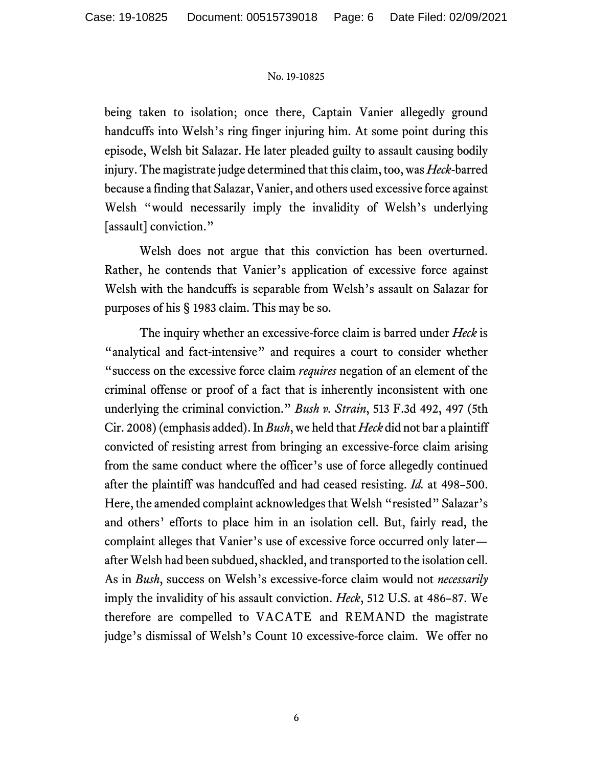being taken to isolation; once there, Captain Vanier allegedly ground handcuffs into Welsh's ring finger injuring him. At some point during this episode, Welsh bit Salazar. He later pleaded guilty to assault causing bodily injury. The magistrate judge determined that this claim, too, was *Heck*-barred because a finding that Salazar, Vanier, and others used excessive force against Welsh "would necessarily imply the invalidity of Welsh's underlying [assault] conviction."

Welsh does not argue that this conviction has been overturned. Rather, he contends that Vanier's application of excessive force against Welsh with the handcuffs is separable from Welsh's assault on Salazar for purposes of his § 1983 claim. This may be so.

The inquiry whether an excessive-force claim is barred under *Heck* is "analytical and fact-intensive" and requires a court to consider whether "success on the excessive force claim *requires* negation of an element of the criminal offense or proof of a fact that is inherently inconsistent with one underlying the criminal conviction." *Bush v. Strain*, 513 F.3d 492, 497 (5th Cir. 2008) (emphasis added). In *Bush*, we held that *Heck* did not bar a plaintiff convicted of resisting arrest from bringing an excessive-force claim arising from the same conduct where the officer's use of force allegedly continued after the plaintiff was handcuffed and had ceased resisting. *Id.* at 498–500. Here, the amended complaint acknowledges that Welsh "resisted" Salazar's and others' efforts to place him in an isolation cell. But, fairly read, the complaint alleges that Vanier's use of excessive force occurred only later—after Welsh had been subdued, shackled, and transported to the isolation cell. As in *Bush*, success on Welsh's excessive-force claim would not *necessarily* imply the invalidity of his assault conviction. *Heck*, 512 U.S. at 486–87. We therefore are compelled to VACATE and REMAND the magistrate judge's dismissal of Welsh's Count 10 excessive-force claim. We offer no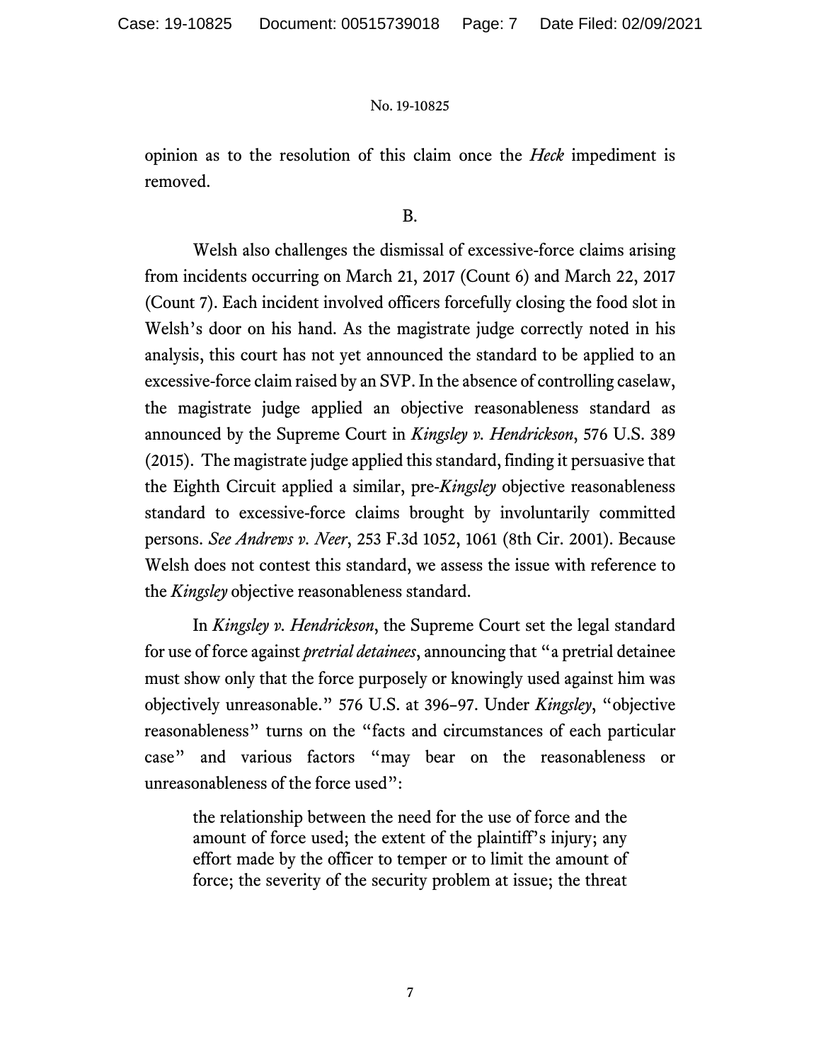opinion as to the resolution of this claim once the *Heck* impediment is removed.

B.

Welsh also challenges the dismissal of excessive-force claims arising from incidents occurring on March 21, 2017 (Count 6) and March 22, 2017 (Count 7). Each incident involved officers forcefully closing the food slot in Welsh's door on his hand. As the magistrate judge correctly noted in his analysis, this court has not yet announced the standard to be applied to an excessive-force claim raised by an SVP. In the absence of controlling caselaw, the magistrate judge applied an objective reasonableness standard as announced by the Supreme Court in *Kingsley v. Hendrickson*, 576 U.S. 389 (2015). The magistrate judge applied this standard, finding it persuasive that the Eighth Circuit applied a similar, pre-*Kingsley* objective reasonableness standard to excessive-force claims brought by involuntarily committed persons. *See Andrews v. Neer*, 253 F.3d 1052, 1061 (8th Cir. 2001). Because Welsh does not contest this standard, we assess the issue with reference to the *Kingsley* objective reasonableness standard.

In *Kingsley v. Hendrickson*, the Supreme Court set the legal standard for use of force against *pretrial detainees*, announcing that "a pretrial detainee must show only that the force purposely or knowingly used against him was objectively unreasonable." 576 U.S. at 396–97. Under *Kingsley*, "objective reasonableness" turns on the "facts and circumstances of each particular case" and various factors "may bear on the reasonableness or unreasonableness of the force used":

> the relationship between the need for the use of force and the amount of force used; the extent of the plaintiff's injury; any effort made by the officer to temper or to limit the amount of force; the severity of the security problem at issue; the threat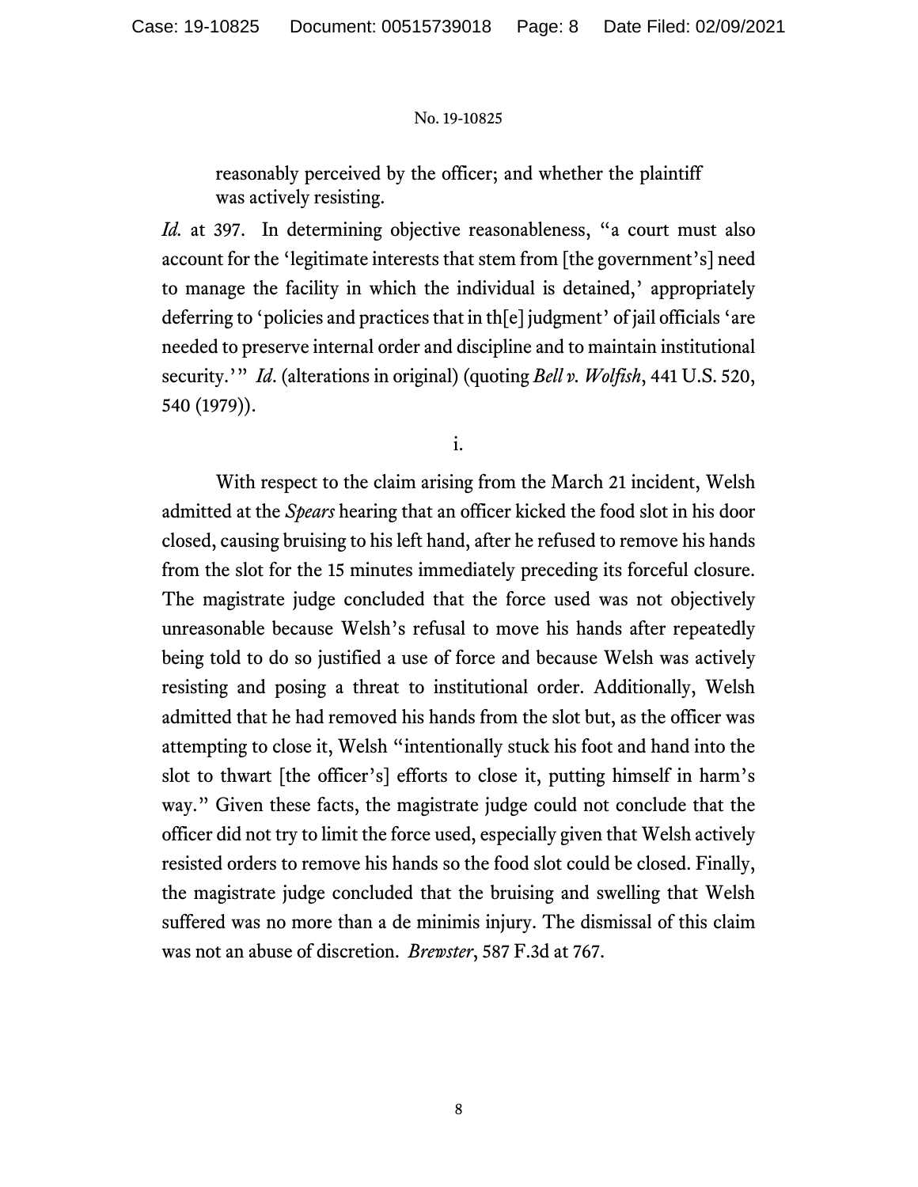> reasonably perceived by the officer; and whether the plaintiff was actively resisting.

*Id.* at 397. In determining objective reasonableness, "a court must also account for the 'legitimate interests that stem from [the government's] need to manage the facility in which the individual is detained,' appropriately deferring to 'policies and practices that in th[e] judgment' of jail officials 'are needed to preserve internal order and discipline and to maintain institutional security.'" *Id.* (alterations in original) (quoting *Bell v. Wolfish*, 441 U.S. 520, 540 (1979)).

i.

With respect to the claim arising from the March 21 incident, Welsh admitted at the *Spears* hearing that an officer kicked the food slot in his door closed, causing bruising to his left hand, after he refused to remove his hands from the slot for the 15 minutes immediately preceding its forceful closure. The magistrate judge concluded that the force used was not objectively unreasonable because Welsh's refusal to move his hands after repeatedly being told to do so justified a use of force and because Welsh was actively resisting and posing a threat to institutional order. Additionally, Welsh admitted that he had removed his hands from the slot but, as the officer was attempting to close it, Welsh "intentionally stuck his foot and hand into the slot to thwart [the officer's] efforts to close it, putting himself in harm's way." Given these facts, the magistrate judge could not conclude that the officer did not try to limit the force used, especially given that Welsh actively resisted orders to remove his hands so the food slot could be closed. Finally, the magistrate judge concluded that the bruising and swelling that Welsh suffered was no more than a de minimis injury. The dismissal of this claim was not an abuse of discretion. *Brewster*, 587 F.3d at 767.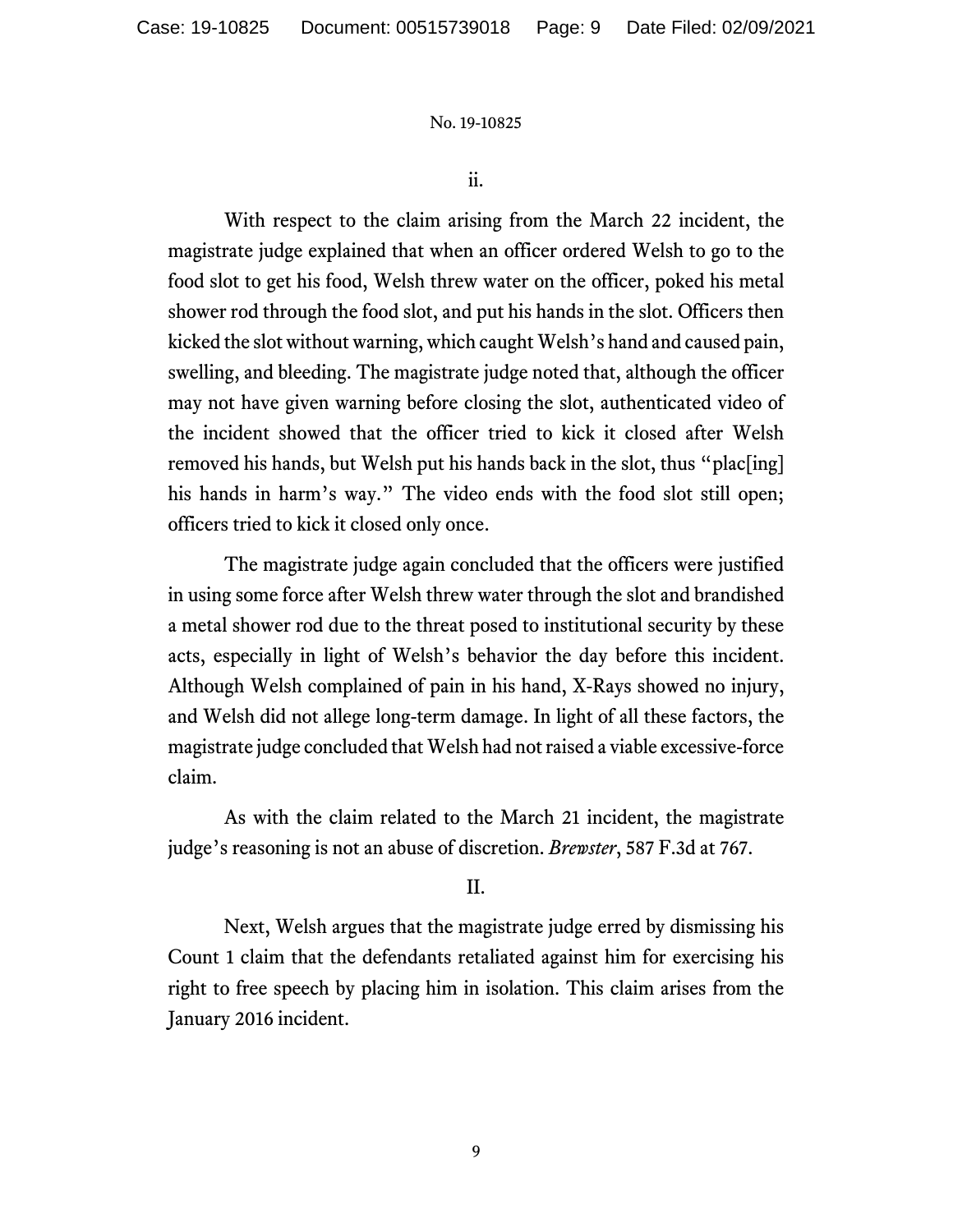ii.

With respect to the claim arising from the March 22 incident, the magistrate judge explained that when an officer ordered Welsh to go to the food slot to get his food, Welsh threw water on the officer, poked his metal shower rod through the food slot, and put his hands in the slot. Officers then kicked the slot without warning, which caught Welsh's hand and caused pain, swelling, and bleeding. The magistrate judge noted that, although the officer may not have given warning before closing the slot, authenticated video of the incident showed that the officer tried to kick it closed after Welsh removed his hands, but Welsh put his hands back in the slot, thus "plac[ing] his hands in harm's way." The video ends with the food slot still open; officers tried to kick it closed only once.

The magistrate judge again concluded that the officers were justified in using some force after Welsh threw water through the slot and brandished a metal shower rod due to the threat posed to institutional security by these acts, especially in light of Welsh's behavior the day before this incident. Although Welsh complained of pain in his hand, X-Rays showed no injury, and Welsh did not allege long-term damage. In light of all these factors, the magistrate judge concluded that Welsh had not raised a viable excessive-force claim.

As with the claim related to the March 21 incident, the magistrate judge's reasoning is not an abuse of discretion. *Brewster*, 587 F.3d at 767.

II.

Next, Welsh argues that the magistrate judge erred by dismissing his Count 1 claim that the defendants retaliated against him for exercising his right to free speech by placing him in isolation. This claim arises from the January 2016 incident.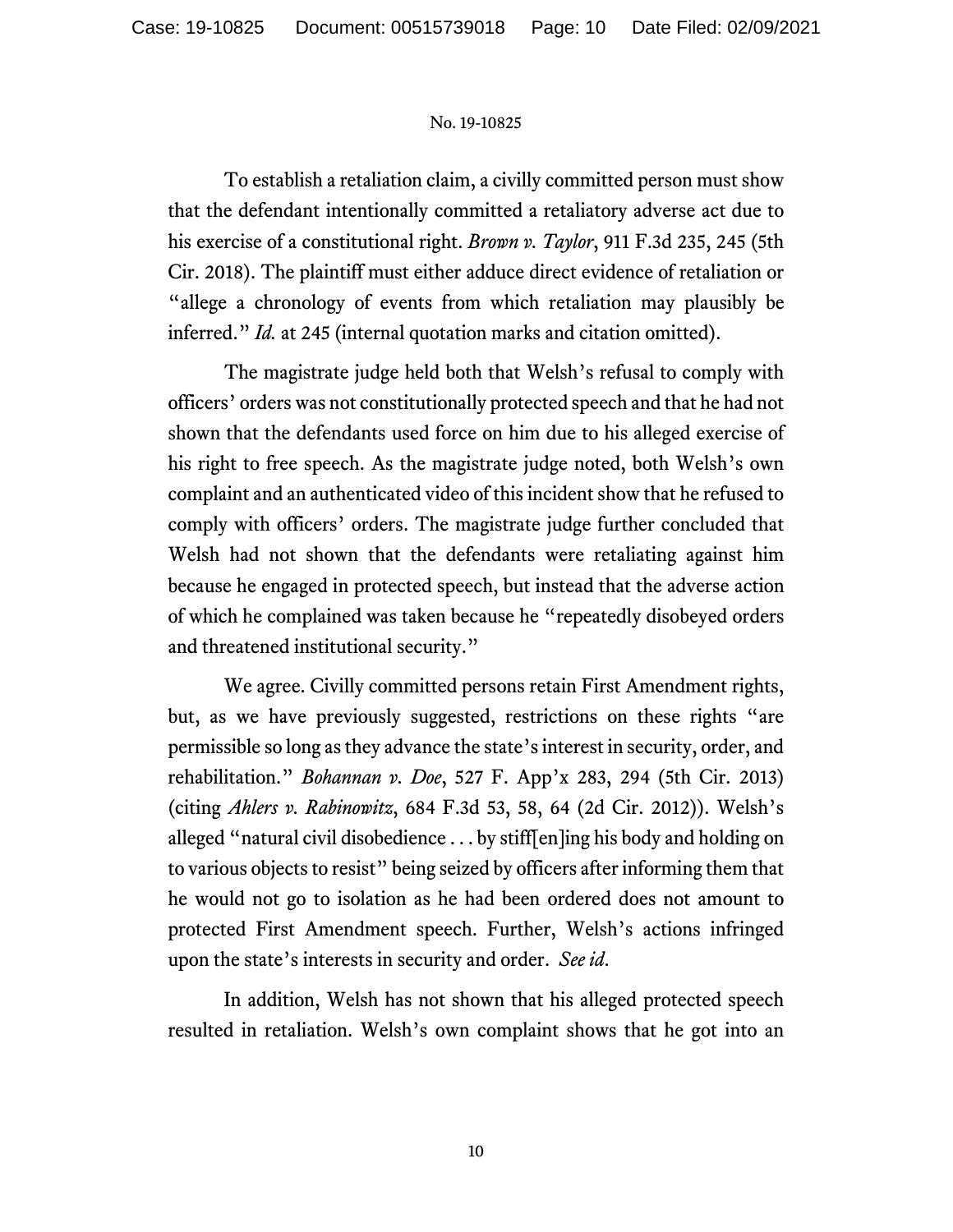To establish a retaliation claim, a civilly committed person must show that the defendant intentionally committed a retaliatory adverse act due to his exercise of a constitutional right. *Brown v. Taylor*, 911 F.3d 235, 245 (5th Cir. 2018). The plaintiff must either adduce direct evidence of retaliation or "allege a chronology of events from which retaliation may plausibly be inferred." *Id.* at 245 (internal quotation marks and citation omitted).

The magistrate judge held both that Welsh's refusal to comply with officers' orders was not constitutionally protected speech and that he had not shown that the defendants used force on him due to his alleged exercise of his right to free speech. As the magistrate judge noted, both Welsh's own complaint and an authenticated video of this incident show that he refused to comply with officers' orders. The magistrate judge further concluded that Welsh had not shown that the defendants were retaliating against him because he engaged in protected speech, but instead that the adverse action of which he complained was taken because he "repeatedly disobeyed orders and threatened institutional security."

We agree. Civilly committed persons retain First Amendment rights, but, as we have previously suggested, restrictions on these rights "are permissible so long as they advance the state's interest in security, order, and rehabilitation." *Bohannan v. Doe*, 527 F. App'x 283, 294 (5th Cir. 2013) (citing *Ahlers v. Rabinowitz*, 684 F.3d 53, 58, 64 (2d Cir. 2012)). Welsh's alleged "natural civil disobedience . . . by stiff[en]ing his body and holding on to various objects to resist" being seized by officers after informing them that he would not go to isolation as he had been ordered does not amount to protected First Amendment speech. Further, Welsh's actions infringed upon the state's interests in security and order. *See id.*

In addition, Welsh has not shown that his alleged protected speech resulted in retaliation. Welsh's own complaint shows that he got into an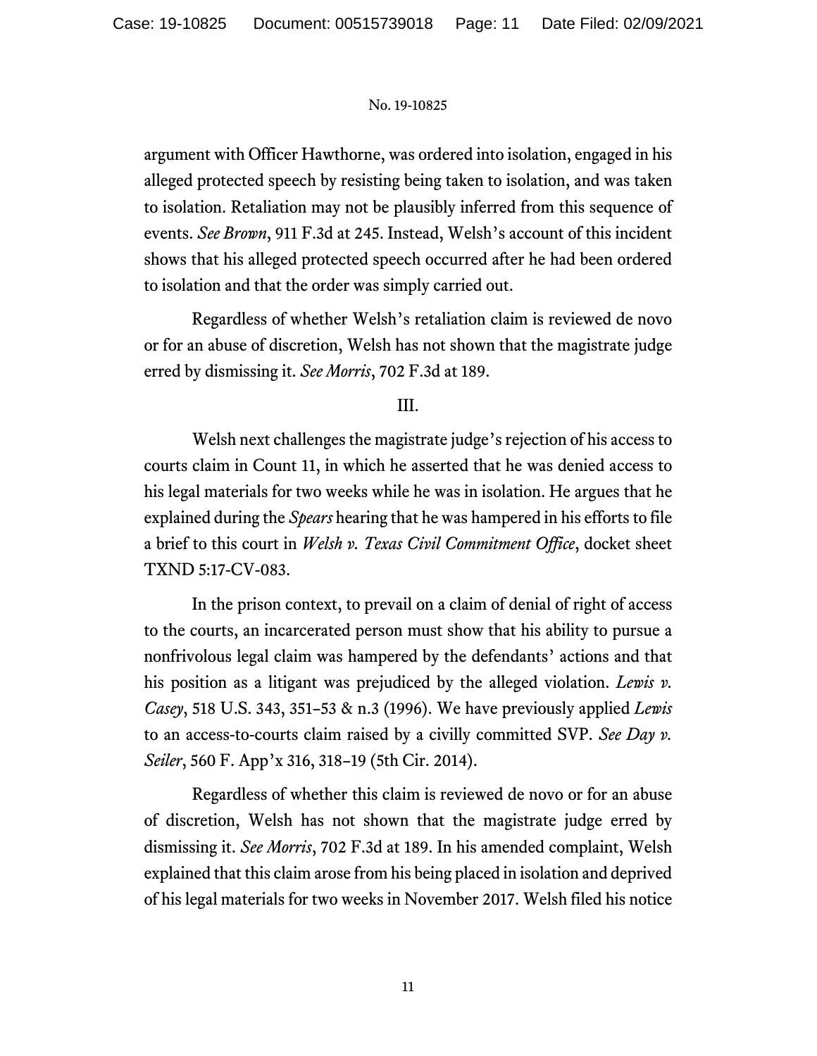argument with Officer Hawthorne, was ordered into isolation, engaged in his alleged protected speech by resisting being taken to isolation, and was taken to isolation. Retaliation may not be plausibly inferred from this sequence of events. *See Brown*, 911 F.3d at 245. Instead, Welsh's account of this incident shows that his alleged protected speech occurred after he had been ordered to isolation and that the order was simply carried out.

Regardless of whether Welsh's retaliation claim is reviewed de novo or for an abuse of discretion, Welsh has not shown that the magistrate judge erred by dismissing it. *See Morris*, 702 F.3d at 189.

III.

Welsh next challenges the magistrate judge's rejection of his access to courts claim in Count 11, in which he asserted that he was denied access to his legal materials for two weeks while he was in isolation. He argues that he explained during the *Spears* hearing that he was hampered in his efforts to file a brief to this court in *Welsh v. Texas Civil Commitment Office*, docket sheet TXND 5:17-CV-083.

In the prison context, to prevail on a claim of denial of right of access to the courts, an incarcerated person must show that his ability to pursue a nonfrivolous legal claim was hampered by the defendants' actions and that his position as a litigant was prejudiced by the alleged violation. *Lewis v. Casey*, 518 U.S. 343, 351–53 & n.3 (1996). We have previously applied *Lewis* to an access-to-courts claim raised by a civilly committed SVP. *See Day v. Seiler*, 560 F. App'x 316, 318–19 (5th Cir. 2014).

Regardless of whether this claim is reviewed de novo or for an abuse of discretion, Welsh has not shown that the magistrate judge erred by dismissing it. *See Morris*, 702 F.3d at 189. In his amended complaint, Welsh explained that this claim arose from his being placed in isolation and deprived of his legal materials for two weeks in November 2017. Welsh filed his notice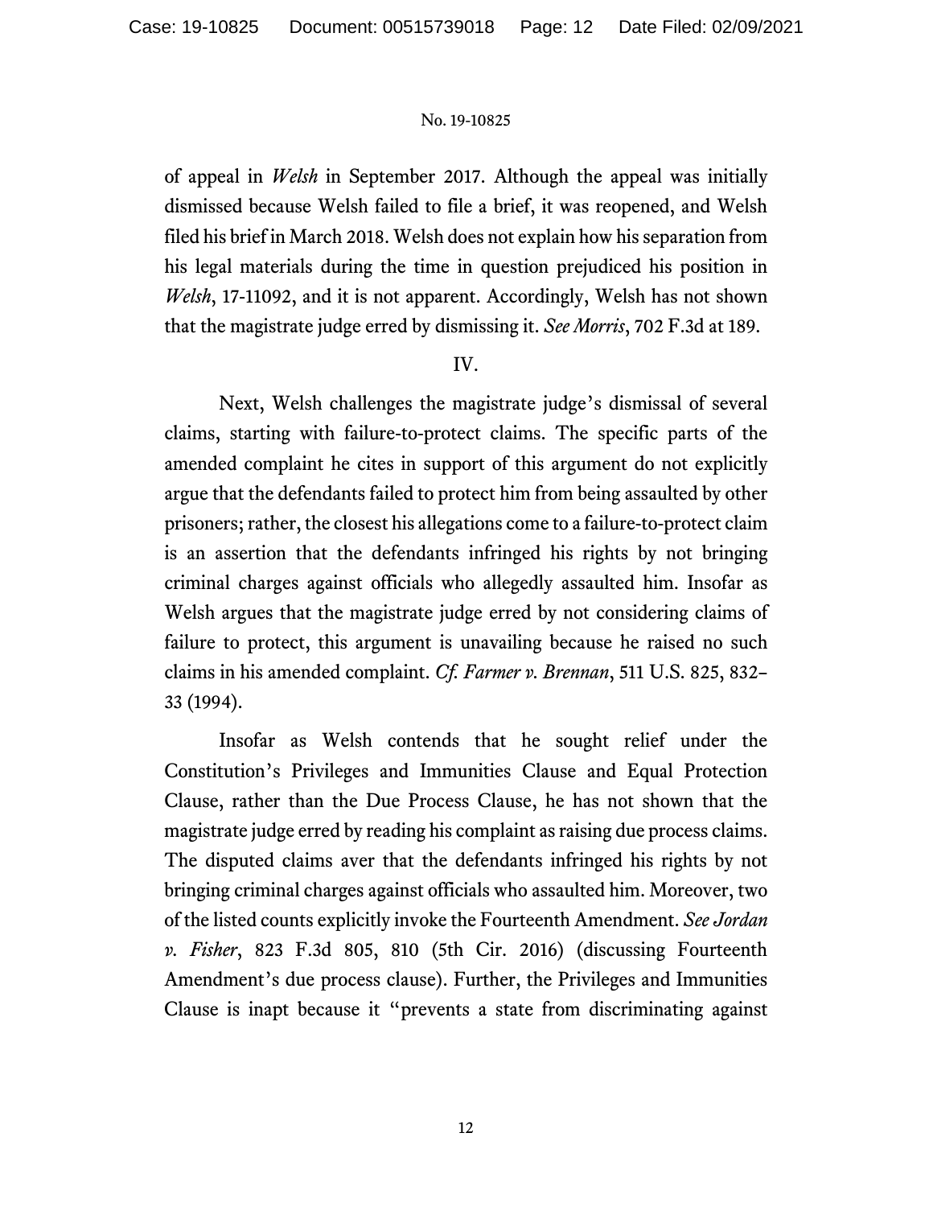of appeal in *Welsh* in September 2017. Although the appeal was initially dismissed because Welsh failed to file a brief, it was reopened, and Welsh filed his brief in March 2018. Welsh does not explain how his separation from his legal materials during the time in question prejudiced his position in *Welsh*, 17-11092, and it is not apparent. Accordingly, Welsh has not shown that the magistrate judge erred by dismissing it. *See Morris*, 702 F.3d at 189.

IV.

Next, Welsh challenges the magistrate judge's dismissal of several claims, starting with failure-to-protect claims. The specific parts of the amended complaint he cites in support of this argument do not explicitly argue that the defendants failed to protect him from being assaulted by other prisoners; rather, the closest his allegations come to a failure-to-protect claim is an assertion that the defendants infringed his rights by not bringing criminal charges against officials who allegedly assaulted him. Insofar as Welsh argues that the magistrate judge erred by not considering claims of failure to protect, this argument is unavailing because he raised no such claims in his amended complaint. *Cf. Farmer v. Brennan*, 511 U.S. 825, 832–33 (1994).

Insofar as Welsh contends that he sought relief under the Constitution's Privileges and Immunities Clause and Equal Protection Clause, rather than the Due Process Clause, he has not shown that the magistrate judge erred by reading his complaint as raising due process claims. The disputed claims aver that the defendants infringed his rights by not bringing criminal charges against officials who assaulted him. Moreover, two of the listed counts explicitly invoke the Fourteenth Amendment. *See Jordan v. Fisher*, 823 F.3d 805, 810 (5th Cir. 2016) (discussing Fourteenth Amendment's due process clause). Further, the Privileges and Immunities Clause is inapt because it "prevents a state from discriminating against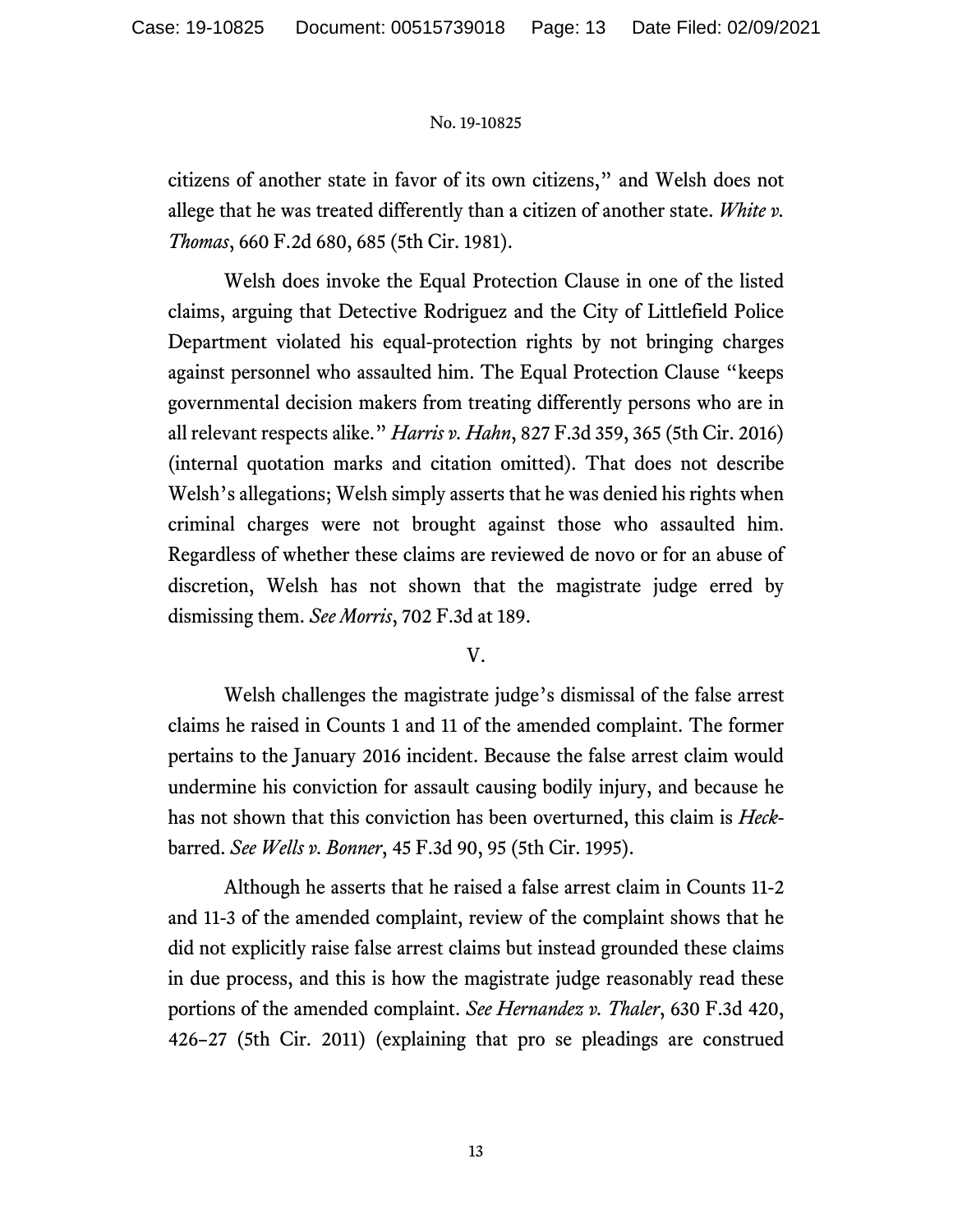citizens of another state in favor of its own citizens," and Welsh does not allege that he was treated differently than a citizen of another state. *White v. Thomas*, 660 F.2d 680, 685 (5th Cir. 1981).

Welsh does invoke the Equal Protection Clause in one of the listed claims, arguing that Detective Rodriguez and the City of Littlefield Police Department violated his equal-protection rights by not bringing charges against personnel who assaulted him. The Equal Protection Clause "keeps governmental decision makers from treating differently persons who are in all relevant respects alike." *Harris v. Hahn*, 827 F.3d 359, 365 (5th Cir. 2016) (internal quotation marks and citation omitted). That does not describe Welsh's allegations; Welsh simply asserts that he was denied his rights when criminal charges were not brought against those who assaulted him. Regardless of whether these claims are reviewed de novo or for an abuse of discretion, Welsh has not shown that the magistrate judge erred by dismissing them. *See Morris*, 702 F.3d at 189.

## V.

Welsh challenges the magistrate judge's dismissal of the false arrest claims he raised in Counts 1 and 11 of the amended complaint. The former pertains to the January 2016 incident. Because the false arrest claim would undermine his conviction for assault causing bodily injury, and because he has not shown that this conviction has been overturned, this claim is *Heck*-barred. *See Wells v. Bonner*, 45 F.3d 90, 95 (5th Cir. 1995).

Although he asserts that he raised a false arrest claim in Counts 11-2 and 11-3 of the amended complaint, review of the complaint shows that he did not explicitly raise false arrest claims but instead grounded these claims in due process, and this is how the magistrate judge reasonably read these portions of the amended complaint. *See Hernandez v. Thaler*, 630 F.3d 420, 426–27 (5th Cir. 2011) (explaining that pro se pleadings are construed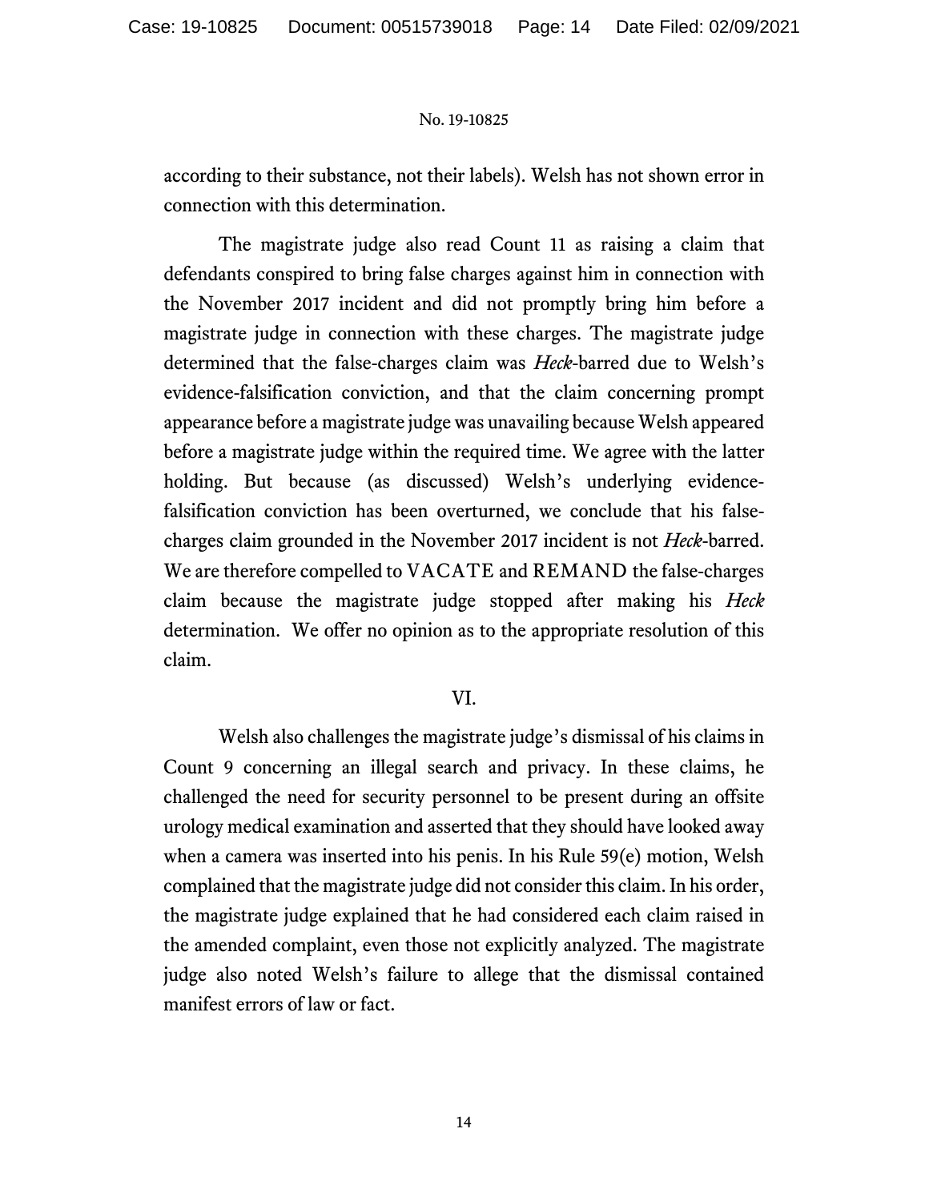according to their substance, not their labels). Welsh has not shown error in connection with this determination.

The magistrate judge also read Count 11 as raising a claim that defendants conspired to bring false charges against him in connection with the November 2017 incident and did not promptly bring him before a magistrate judge in connection with these charges. The magistrate judge determined that the false-charges claim was *Heck*-barred due to Welsh's evidence-falsification conviction, and that the claim concerning prompt appearance before a magistrate judge was unavailing because Welsh appeared before a magistrate judge within the required time. We agree with the latter holding. But because (as discussed) Welsh's underlying evidence-falsification conviction has been overturned, we conclude that his false-charges claim grounded in the November 2017 incident is not *Heck*-barred. We are therefore compelled to VACATE and REMAND the false-charges claim because the magistrate judge stopped after making his *Heck* determination. We offer no opinion as to the appropriate resolution of this claim.

## VI.

Welsh also challenges the magistrate judge's dismissal of his claims in Count 9 concerning an illegal search and privacy. In these claims, he challenged the need for security personnel to be present during an offsite urology medical examination and asserted that they should have looked away when a camera was inserted into his penis. In his Rule 59(e) motion, Welsh complained that the magistrate judge did not consider this claim. In his order, the magistrate judge explained that he had considered each claim raised in the amended complaint, even those not explicitly analyzed. The magistrate judge also noted Welsh's failure to allege that the dismissal contained manifest errors of law or fact.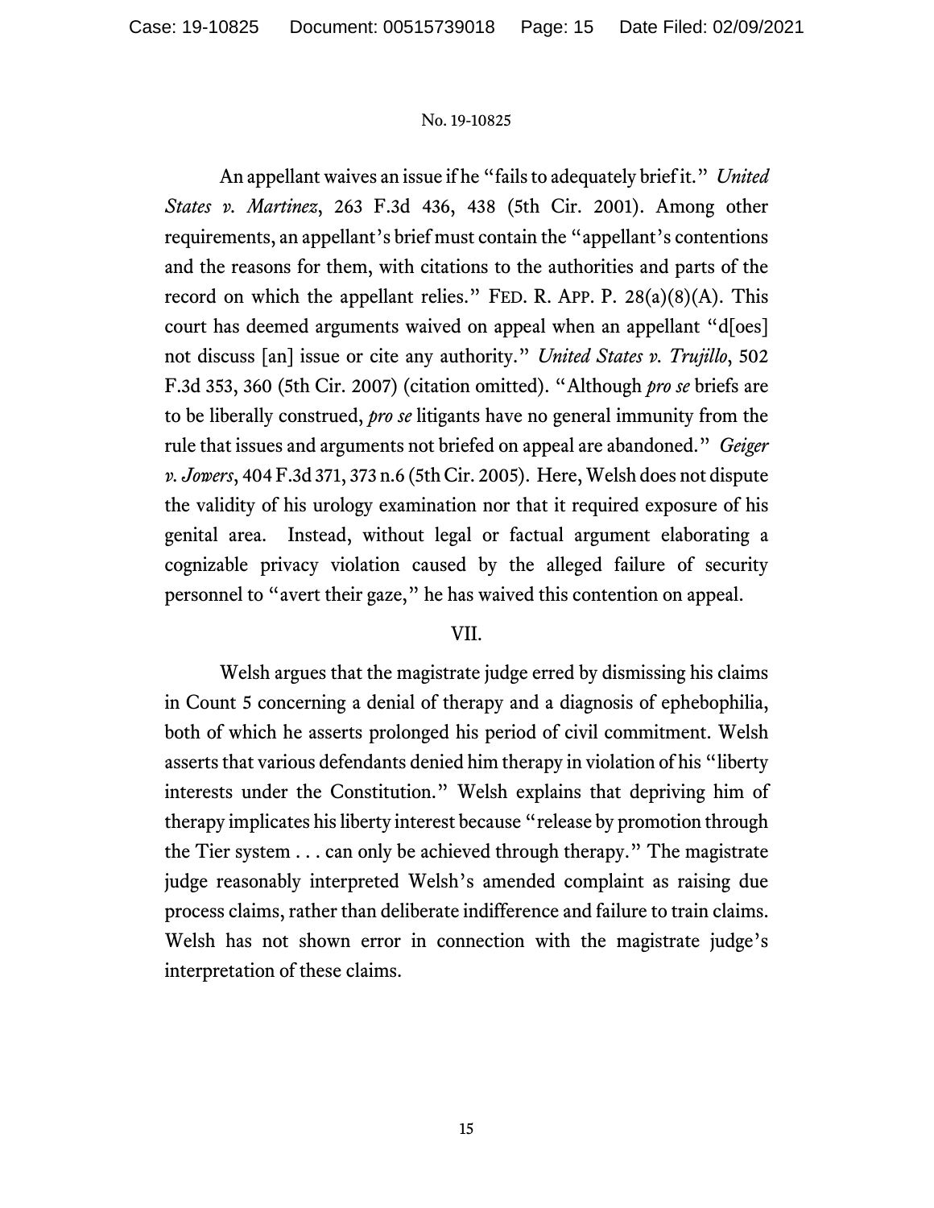An appellant waives an issue if he "fails to adequately brief it." *United States v. Martinez*, 263 F.3d 436, 438 (5th Cir. 2001). Among other requirements, an appellant's brief must contain the "appellant's contentions and the reasons for them, with citations to the authorities and parts of the record on which the appellant relies." FED. R. APP. P. 28(a)(8)(A). This court has deemed arguments waived on appeal when an appellant "d[oes] not discuss [an] issue or cite any authority." *United States v. Trujillo*, 502 F.3d 353, 360 (5th Cir. 2007) (citation omitted). "Although *pro se* briefs are to be liberally construed, *pro se* litigants have no general immunity from the rule that issues and arguments not briefed on appeal are abandoned." *Geiger v. Jowers*, 404 F.3d 371, 373 n.6 (5th Cir. 2005). Here, Welsh does not dispute the validity of his urology examination nor that it required exposure of his genital area. Instead, without legal or factual argument elaborating a cognizable privacy violation caused by the alleged failure of security personnel to "avert their gaze," he has waived this contention on appeal.

## VII.

Welsh argues that the magistrate judge erred by dismissing his claims in Count 5 concerning a denial of therapy and a diagnosis of ephebophilia, both of which he asserts prolonged his period of civil commitment. Welsh asserts that various defendants denied him therapy in violation of his "liberty interests under the Constitution." Welsh explains that depriving him of therapy implicates his liberty interest because "release by promotion through the Tier system . . . can only be achieved through therapy." The magistrate judge reasonably interpreted Welsh's amended complaint as raising due process claims, rather than deliberate indifference and failure to train claims. Welsh has not shown error in connection with the magistrate judge's interpretation of these claims.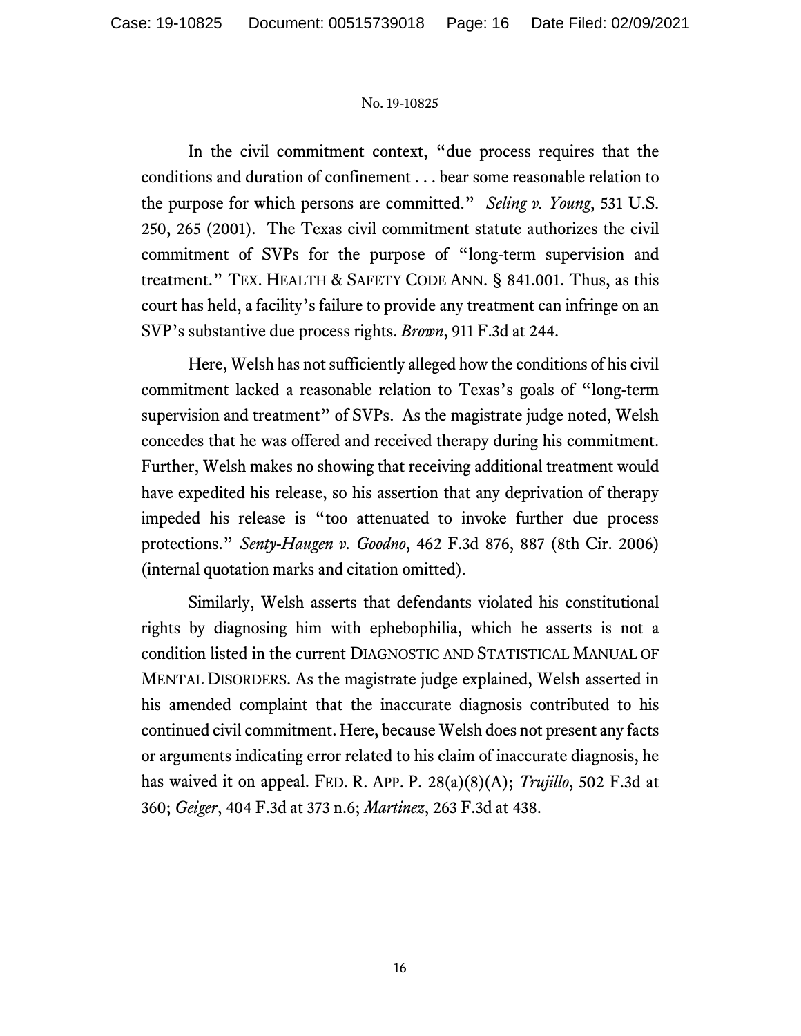In the civil commitment context, "due process requires that the conditions and duration of confinement . . . bear some reasonable relation to the purpose for which persons are committed." *Seling v. Young*, 531 U.S. 250, 265 (2001). The Texas civil commitment statute authorizes the civil commitment of SVPs for the purpose of "long-term supervision and treatment." TEX. HEALTH & SAFETY CODE ANN. § 841.001. Thus, as this court has held, a facility's failure to provide any treatment can infringe on an SVP's substantive due process rights. *Brown*, 911 F.3d at 244.

Here, Welsh has not sufficiently alleged how the conditions of his civil commitment lacked a reasonable relation to Texas's goals of "long-term supervision and treatment" of SVPs. As the magistrate judge noted, Welsh concedes that he was offered and received therapy during his commitment. Further, Welsh makes no showing that receiving additional treatment would have expedited his release, so his assertion that any deprivation of therapy impeded his release is "too attenuated to invoke further due process protections." *Senty-Haugen v. Goodno*, 462 F.3d 876, 887 (8th Cir. 2006) (internal quotation marks and citation omitted).

Similarly, Welsh asserts that defendants violated his constitutional rights by diagnosing him with ephebophilia, which he asserts is not a condition listed in the current DIAGNOSTIC AND STATISTICAL MANUAL OF MENTAL DISORDERS. As the magistrate judge explained, Welsh asserted in his amended complaint that the inaccurate diagnosis contributed to his continued civil commitment. Here, because Welsh does not present any facts or arguments indicating error related to his claim of inaccurate diagnosis, he has waived it on appeal. FED. R. APP. P. 28(a)(8)(A); *Trujillo*, 502 F.3d at 360; *Geiger*, 404 F.3d at 373 n.6; *Martinez*, 263 F.3d at 438.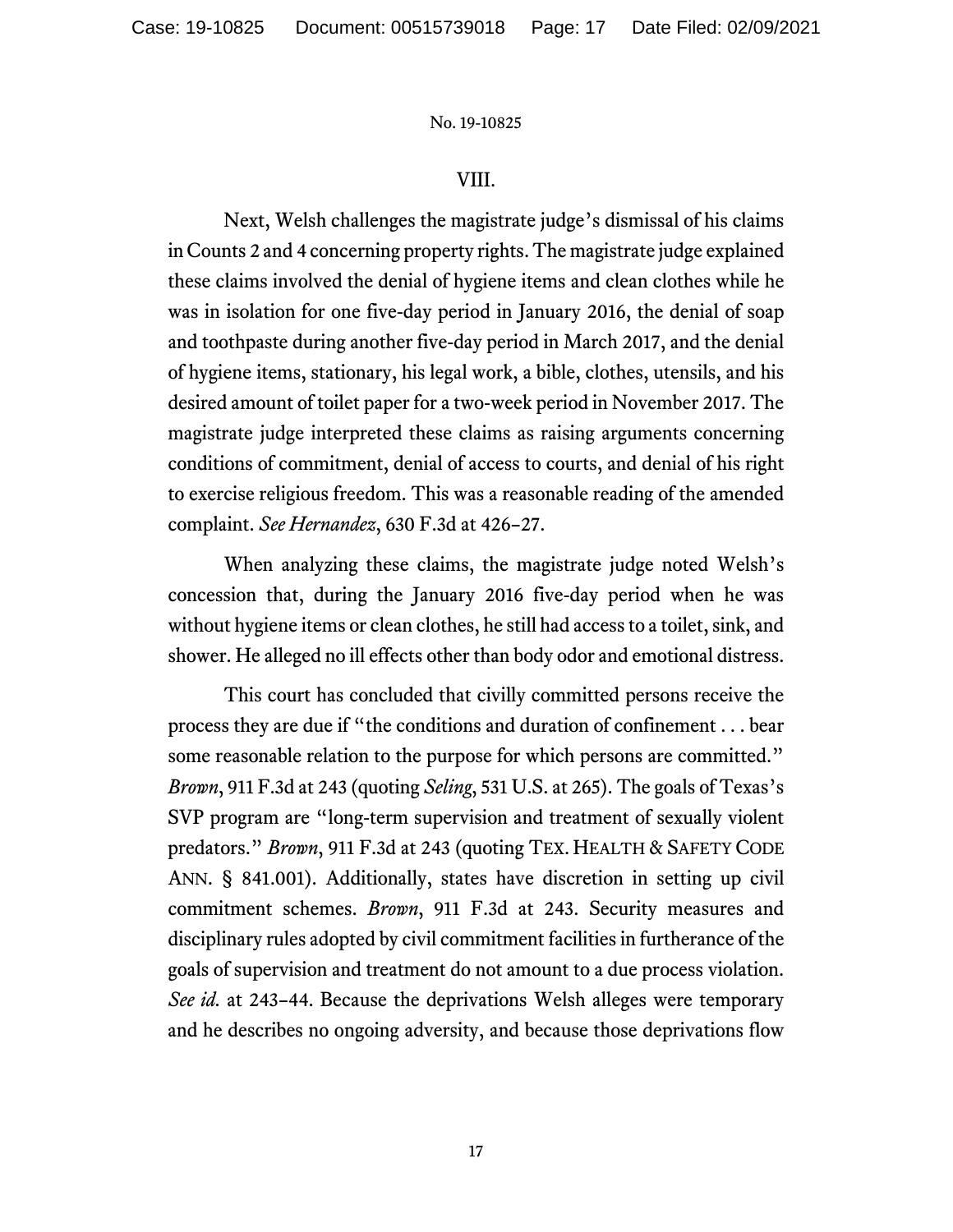## VIII.

Next, Welsh challenges the magistrate judge's dismissal of his claims in Counts 2 and 4 concerning property rights. The magistrate judge explained these claims involved the denial of hygiene items and clean clothes while he was in isolation for one five-day period in January 2016, the denial of soap and toothpaste during another five-day period in March 2017, and the denial of hygiene items, stationary, his legal work, a bible, clothes, utensils, and his desired amount of toilet paper for a two-week period in November 2017. The magistrate judge interpreted these claims as raising arguments concerning conditions of commitment, denial of access to courts, and denial of his right to exercise religious freedom. This was a reasonable reading of the amended complaint. *See Hernandez*, 630 F.3d at 426–27.

When analyzing these claims, the magistrate judge noted Welsh's concession that, during the January 2016 five-day period when he was without hygiene items or clean clothes, he still had access to a toilet, sink, and shower. He alleged no ill effects other than body odor and emotional distress.

This court has concluded that civilly committed persons receive the process they are due if "the conditions and duration of confinement . . . bear some reasonable relation to the purpose for which persons are committed." *Brown*, 911 F.3d at 243 (quoting *Seling*, 531 U.S. at 265). The goals of Texas's SVP program are "long-term supervision and treatment of sexually violent predators." *Brown*, 911 F.3d at 243 (quoting TEX. HEALTH & SAFETY CODE ANN. § 841.001). Additionally, states have discretion in setting up civil commitment schemes. *Brown*, 911 F.3d at 243. Security measures and disciplinary rules adopted by civil commitment facilities in furtherance of the goals of supervision and treatment do not amount to a due process violation. *See id.* at 243–44. Because the deprivations Welsh alleges were temporary and he describes no ongoing adversity, and because those deprivations flow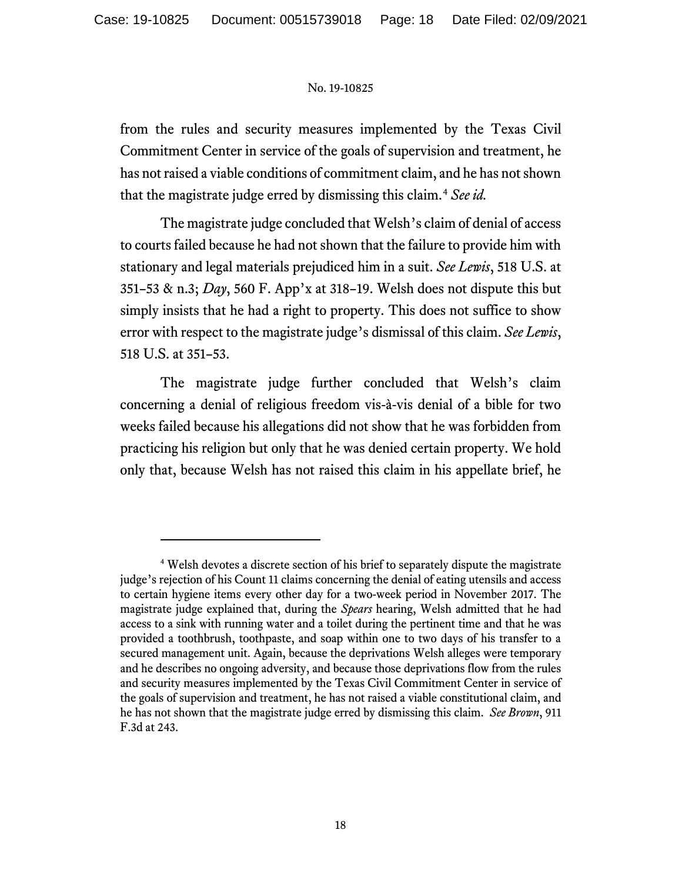from the rules and security measures implemented by the Texas Civil Commitment Center in service of the goals of supervision and treatment, he has not raised a viable conditions of commitment claim, and he has not shown that the magistrate judge erred by dismissing this claim.[4] *See id.*

The magistrate judge concluded that Welsh's claim of denial of access to courts failed because he had not shown that the failure to provide him with stationary and legal materials prejudiced him in a suit. *See Lewis*, 518 U.S. at 351–53 & n.3; *Day*, 560 F. App'x at 318–19. Welsh does not dispute this but simply insists that he had a right to property. This does not suffice to show error with respect to the magistrate judge's dismissal of this claim. *See Lewis*, 518 U.S. at 351–53.

The magistrate judge further concluded that Welsh's claim concerning a denial of religious freedom vis-à-vis denial of a bible for two weeks failed because his allegations did not show that he was forbidden from practicing his religion but only that he was denied certain property. We hold only that, because Welsh has not raised this claim in his appellate brief, he

---

[4] Welsh devotes a discrete section of his brief to separately dispute the magistrate judge's rejection of his Count 11 claims concerning the denial of eating utensils and access to certain hygiene items every other day for a two-week period in November 2017. The magistrate judge explained that, during the *Spears* hearing, Welsh admitted that he had access to a sink with running water and a toilet during the pertinent time and that he was provided a toothbrush, toothpaste, and soap within one to two days of his transfer to a secured management unit. Again, because the deprivations Welsh alleges were temporary and he describes no ongoing adversity, and because those deprivations flow from the rules and security measures implemented by the Texas Civil Commitment Center in service of the goals of supervision and treatment, he has not raised a viable constitutional claim, and he has not shown that the magistrate judge erred by dismissing this claim. *See Brown*, 911 F.3d at 243.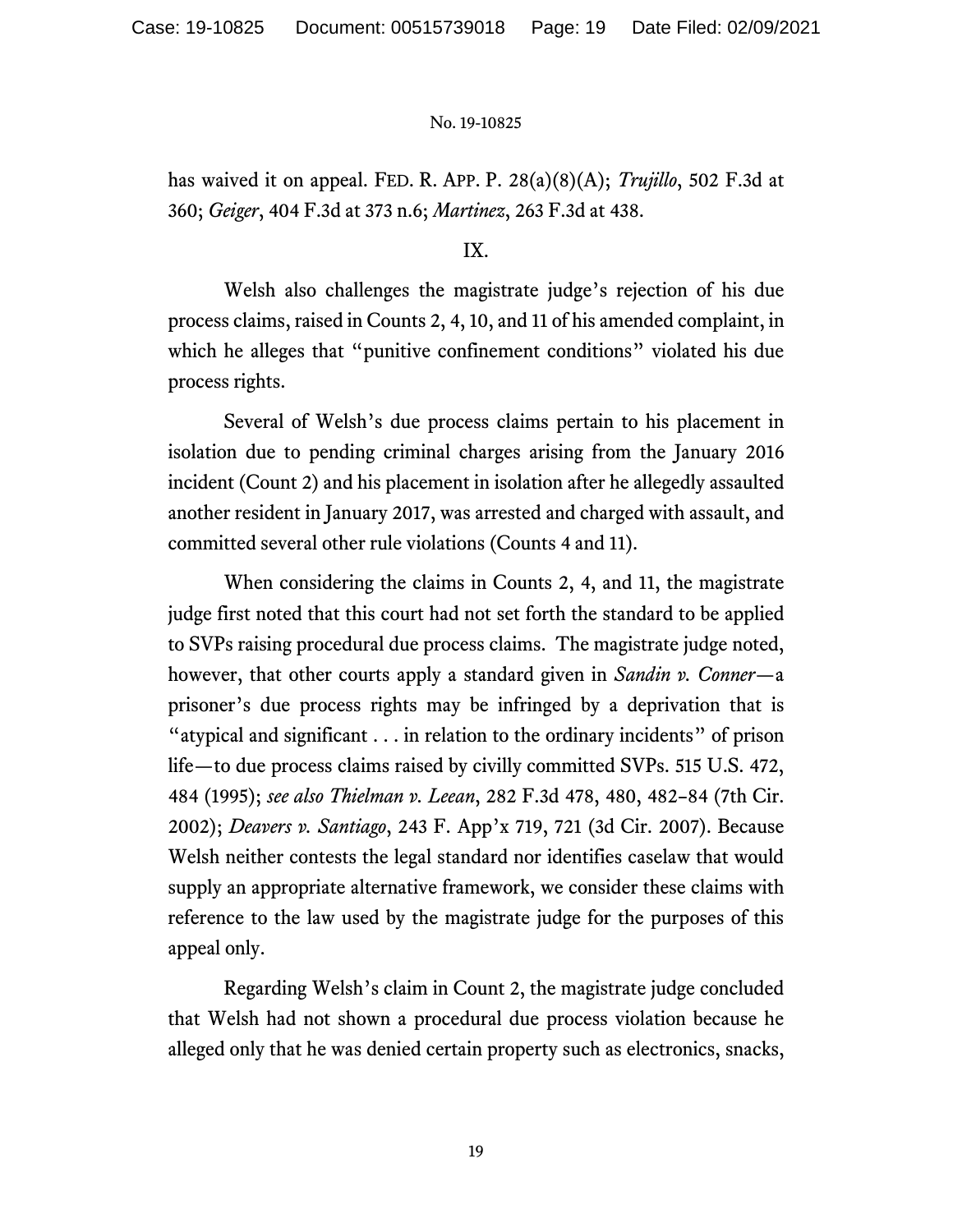has waived it on appeal. FED. R. APP. P. 28(a)(8)(A); *Trujillo*, 502 F.3d at 360; *Geiger*, 404 F.3d at 373 n.6; *Martinez*, 263 F.3d at 438.

IX.

Welsh also challenges the magistrate judge's rejection of his due process claims, raised in Counts 2, 4, 10, and 11 of his amended complaint, in which he alleges that "punitive confinement conditions" violated his due process rights.

Several of Welsh's due process claims pertain to his placement in isolation due to pending criminal charges arising from the January 2016 incident (Count 2) and his placement in isolation after he allegedly assaulted another resident in January 2017, was arrested and charged with assault, and committed several other rule violations (Counts 4 and 11).

When considering the claims in Counts 2, 4, and 11, the magistrate judge first noted that this court had not set forth the standard to be applied to SVPs raising procedural due process claims. The magistrate judge noted, however, that other courts apply a standard given in *Sandin v. Conner*—a prisoner's due process rights may be infringed by a deprivation that is "atypical and significant . . . in relation to the ordinary incidents" of prison life—to due process claims raised by civilly committed SVPs. 515 U.S. 472, 484 (1995); *see also Thielman v. Leean*, 282 F.3d 478, 480, 482–84 (7th Cir. 2002); *Deavers v. Santiago*, 243 F. App'x 719, 721 (3d Cir. 2007). Because Welsh neither contests the legal standard nor identifies caselaw that would supply an appropriate alternative framework, we consider these claims with reference to the law used by the magistrate judge for the purposes of this appeal only.

Regarding Welsh's claim in Count 2, the magistrate judge concluded that Welsh had not shown a procedural due process violation because he alleged only that he was denied certain property such as electronics, snacks,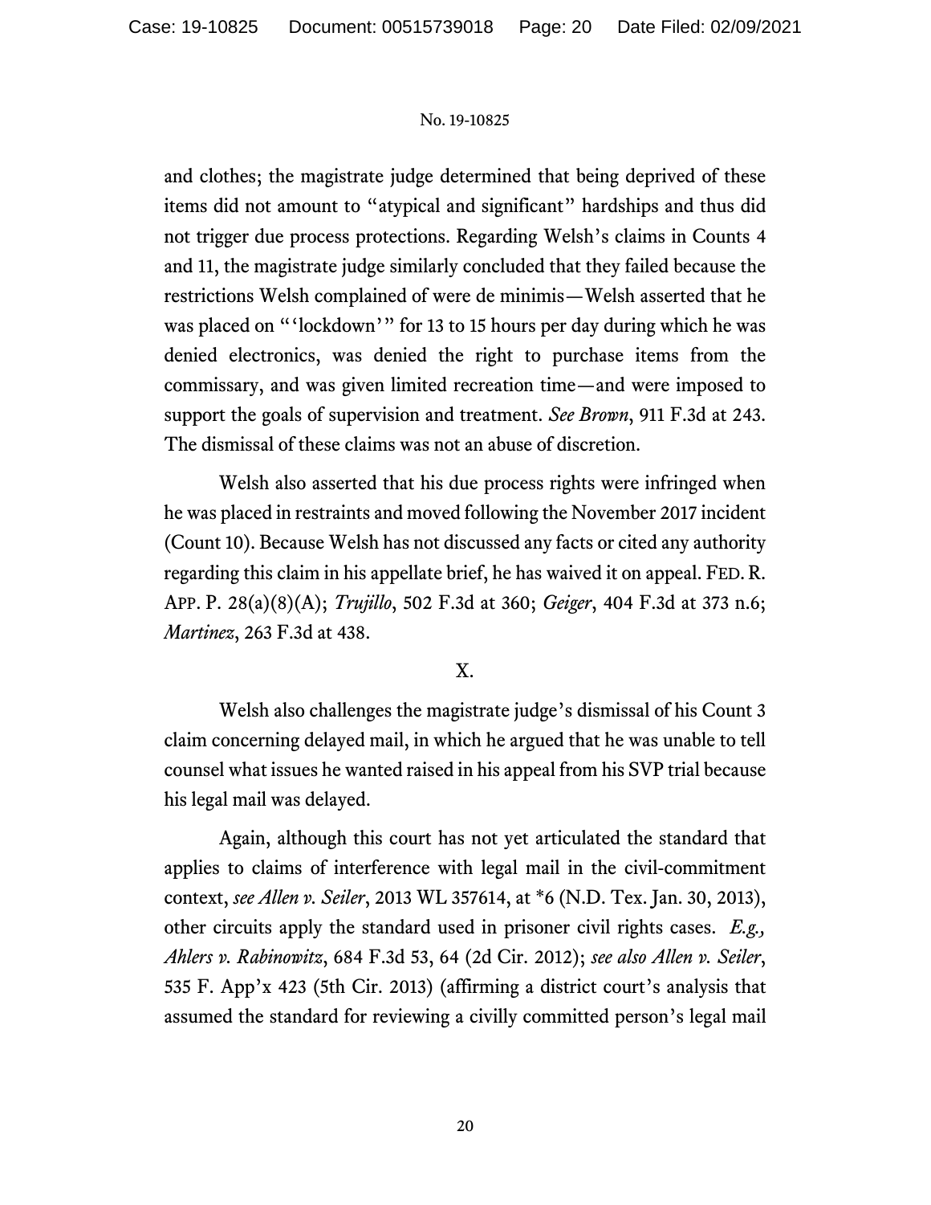and clothes; the magistrate judge determined that being deprived of these items did not amount to "atypical and significant" hardships and thus did not trigger due process protections. Regarding Welsh's claims in Counts 4 and 11, the magistrate judge similarly concluded that they failed because the restrictions Welsh complained of were de minimis—Welsh asserted that he was placed on "'lockdown'" for 13 to 15 hours per day during which he was denied electronics, was denied the right to purchase items from the commissary, and was given limited recreation time—and were imposed to support the goals of supervision and treatment. *See Brown*, 911 F.3d at 243. The dismissal of these claims was not an abuse of discretion.

Welsh also asserted that his due process rights were infringed when he was placed in restraints and moved following the November 2017 incident (Count 10). Because Welsh has not discussed any facts or cited any authority regarding this claim in his appellate brief, he has waived it on appeal. FED. R. APP. P. 28(a)(8)(A); *Trujillo*, 502 F.3d at 360; *Geiger*, 404 F.3d at 373 n.6; *Martinez*, 263 F.3d at 438.

## X.

Welsh also challenges the magistrate judge's dismissal of his Count 3 claim concerning delayed mail, in which he argued that he was unable to tell counsel what issues he wanted raised in his appeal from his SVP trial because his legal mail was delayed.

Again, although this court has not yet articulated the standard that applies to claims of interference with legal mail in the civil-commitment context, *see Allen v. Seiler*, 2013 WL 357614, at *6 (N.D. Tex. Jan. 30, 2013), other circuits apply the standard used in prisoner civil rights cases. *E.g., Ahlers v. Rabinowitz*, 684 F.3d 53, 64 (2d Cir. 2012); *see also Allen v. Seiler*, 535 F. App'x 423 (5th Cir. 2013) (affirming a district court's analysis that assumed the standard for reviewing a civilly committed person's legal mail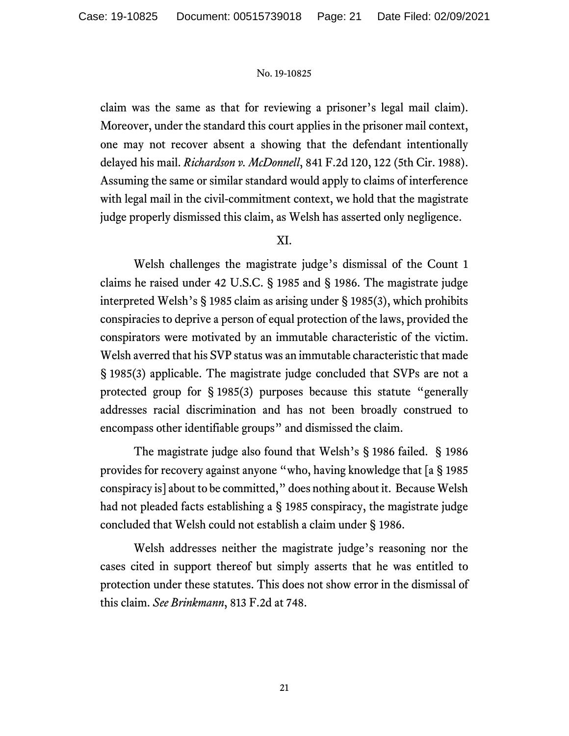claim was the same as that for reviewing a prisoner's legal mail claim). Moreover, under the standard this court applies in the prisoner mail context, one may not recover absent a showing that the defendant intentionally delayed his mail. *Richardson v. McDonnell*, 841 F.2d 120, 122 (5th Cir. 1988). Assuming the same or similar standard would apply to claims of interference with legal mail in the civil-commitment context, we hold that the magistrate judge properly dismissed this claim, as Welsh has asserted only negligence.

## XI.

Welsh challenges the magistrate judge's dismissal of the Count 1 claims he raised under 42 U.S.C. § 1985 and § 1986. The magistrate judge interpreted Welsh's § 1985 claim as arising under § 1985(3), which prohibits conspiracies to deprive a person of equal protection of the laws, provided the conspirators were motivated by an immutable characteristic of the victim. Welsh averred that his SVP status was an immutable characteristic that made § 1985(3) applicable. The magistrate judge concluded that SVPs are not a protected group for § 1985(3) purposes because this statute "generally addresses racial discrimination and has not been broadly construed to encompass other identifiable groups" and dismissed the claim.

The magistrate judge also found that Welsh's § 1986 failed. § 1986 provides for recovery against anyone "who, having knowledge that [a § 1985 conspiracy is] about to be committed," does nothing about it. Because Welsh had not pleaded facts establishing a § 1985 conspiracy, the magistrate judge concluded that Welsh could not establish a claim under § 1986.

Welsh addresses neither the magistrate judge's reasoning nor the cases cited in support thereof but simply asserts that he was entitled to protection under these statutes. This does not show error in the dismissal of this claim. *See Brinkmann*, 813 F.2d at 748.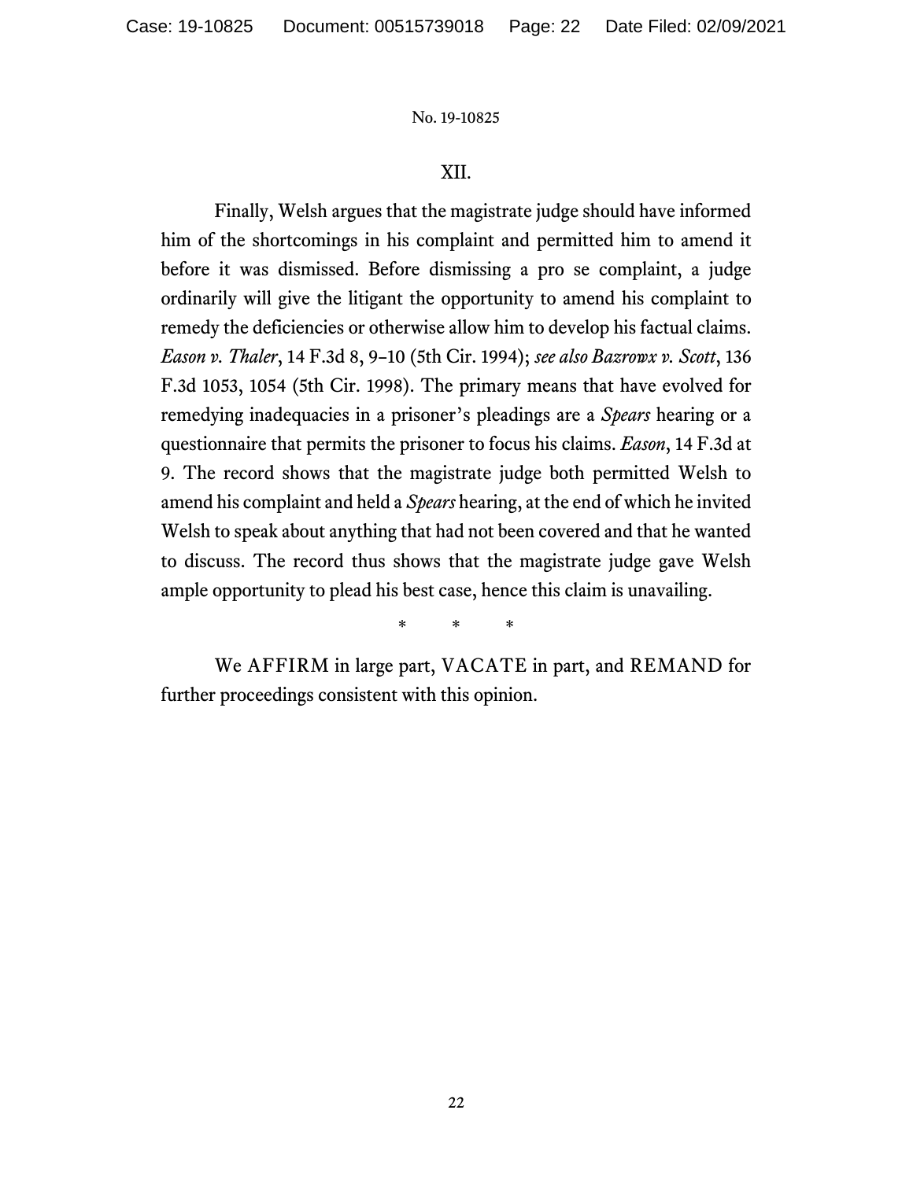## XII.

Finally, Welsh argues that the magistrate judge should have informed him of the shortcomings in his complaint and permitted him to amend it before it was dismissed. Before dismissing a pro se complaint, a judge ordinarily will give the litigant the opportunity to amend his complaint to remedy the deficiencies or otherwise allow him to develop his factual claims. *Eason v. Thaler*, 14 F.3d 8, 9–10 (5th Cir. 1994); *see also Bazrowx v. Scott*, 136 F.3d 1053, 1054 (5th Cir. 1998). The primary means that have evolved for remedying inadequacies in a prisoner's pleadings are a *Spears* hearing or a questionnaire that permits the prisoner to focus his claims. *Eason*, 14 F.3d at 9. The record shows that the magistrate judge both permitted Welsh to amend his complaint and held a *Spears* hearing, at the end of which he invited Welsh to speak about anything that had not been covered and that he wanted to discuss. The record thus shows that the magistrate judge gave Welsh ample opportunity to plead his best case, hence this claim is unavailing.

\* \* \*

We AFFIRM in large part, VACATE in part, and REMAND for further proceedings consistent with this opinion.